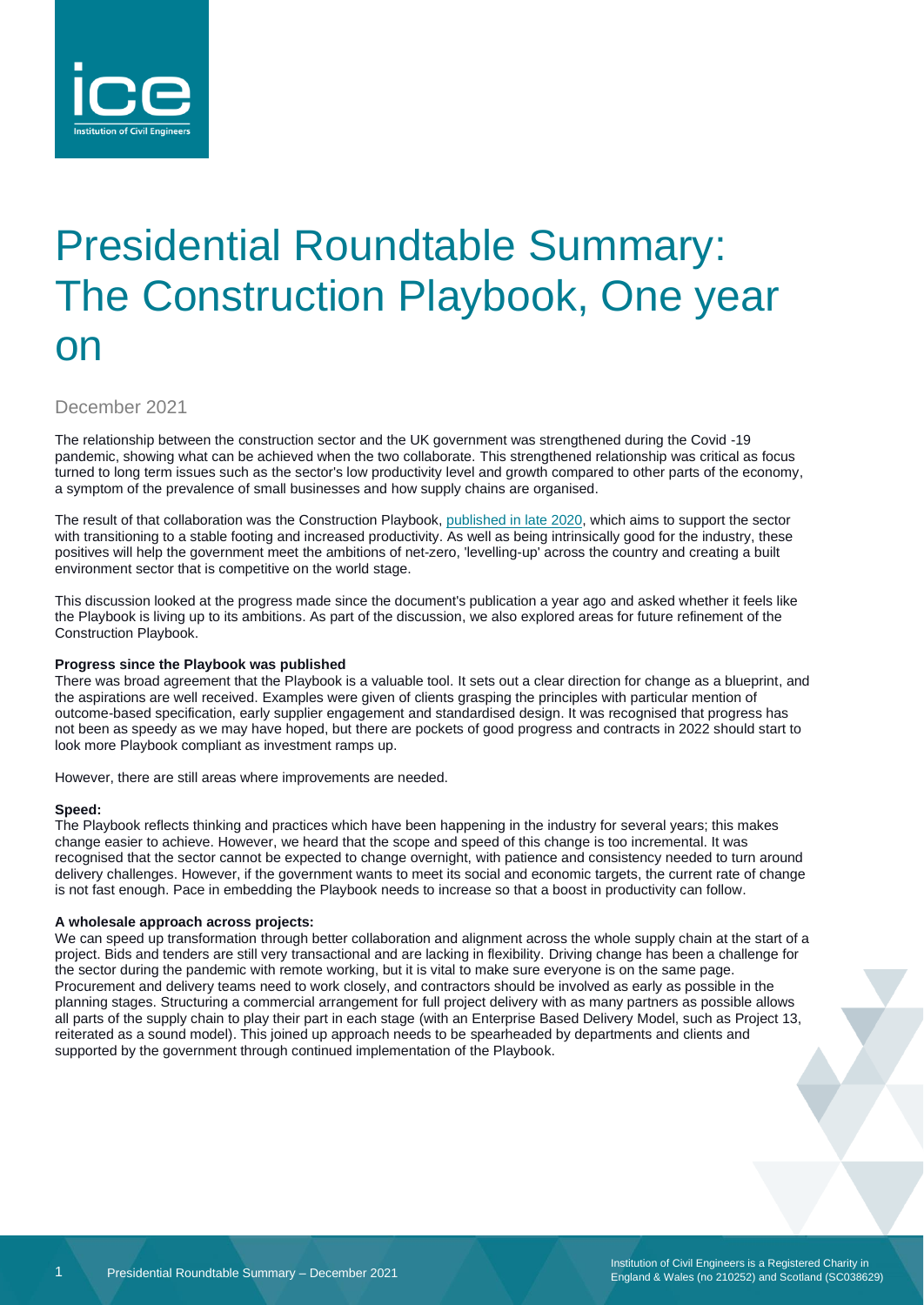# Presidential Roundtable Summary: The Construction Playbook, One year on

December 2021

The relationship between the construction sector and the UK government was strengthened during the Covid -19 pandemic, showing what can be achieved when the two collaborate. This strengthened relationship was critical as focus turned to long term issues such as the sector's low productivity level and growth compared to other parts of the economy, a symptom of the prevalence of small businesses and how supply chains are organised.

The result of that collaboration was the Construction Playbook, published in late 2020, which aims to support the sector with transitioning to a stable footing and increased productivity. As well as being intrinsically good for the industry, these positives will help the government meet the ambitions of net-zero, 'levelling-up' across the country and creating a built environment sector that is competitive on the world stage.

This discussion looked at the progress made since the document's publication a year ago and asked whether it feels like the Playbook is living up to its ambitions. As part of the discussion, we also explored areas for future refinement of the Construction Playbook.

**Progress since the Playbook was published**

There was broad agreement that the Playbook is a valuable tool. It sets out a clear direction for change as a blueprint, and the aspirations are well received. Examples were given of clients grasping the principles with particular mention of outcome-based specification, early supplier engagement and standardised design. It was recognised that progress has not been as speedy as we may have hoped, but there are pockets of good progress and contracts in 2022 should start to look more Playbook compliant as investment ramps up.

However, there are still areas where improvements are needed.

**Speed:**

The Playbook reflects thinking and practices which have been happening in the industry for several years; this makes change easier to achieve. However, we heard that the scope and speed of this change is too incremental. It was recognised that the sector cannot be expected to change overnight, with patience and consistency needed to turn around delivery challenges. However, if the government wants to meet its social and economic targets, the current rate of change is not fast enough. Pace in embedding the Playbook needs to increase so that a boost in productivity can follow.

**A wholesale approach across projects:**

We can speed up transformation through better collaboration and alignment across the whole supply chain at the start of a project. Bids and tenders are still very transactional and are lacking in flexibility. Driving change has been a challenge for the sector during the pandemic with remote working, but it is vital to make sure everyone is on the same page. Procurement and delivery teams need to work closely, and contractors should be involved as early as possible in the planning stages. Structuring a commercial arrangement for full project delivery with as many partners as possible allows all parts of the supply chain to play their part in each stage (with an Enterprise Based Delivery Model, such as Project 13, reiterated as a sound model). This joined up approach needs to be spearheaded by departments and clients and supported by the government through continued implementation of the Playbook.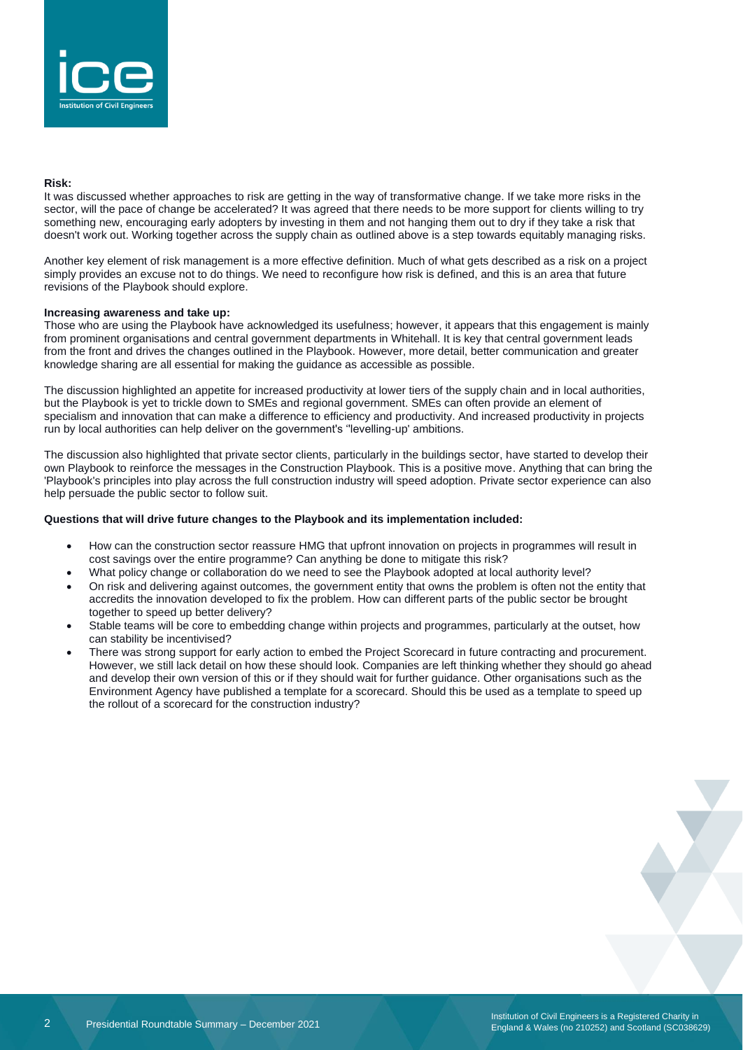**Risk:**

It was discussed whether approaches to risk are getting in the way of transformative change. If we take more risks in the sector, will the pace of change be accelerated? It was agreed that there needs to be more support for clients willing to try something new, encouraging early adopters by investing in them and not hanging them out to dry if they take a risk that doesn't work out. Working together across the supply chain as outlined above is a step towards equitably managing risks.

Another key element of risk management is a more effective definition. Much of what gets described as a risk on a project simply provides an excuse not to do things. We need to reconfigure how risk is defined, and this is an area that future revisions of the Playbook should explore.

**Increasing awareness and take up:**

Those who are using the Playbook have acknowledged its usefulness; however, it appears that this engagement is mainly from prominent organisations and central government departments in Whitehall. It is key that central government leads from the front and drives the changes outlined in the Playbook. However, more detail, better communication and greater knowledge sharing are all essential for making the guidance as accessible as possible.

The discussion highlighted an appetite for increased productivity at lower tiers of the supply chain and in local authorities, but the Playbook is yet to trickle down to SMEs and regional government. SMEs can often provide an element of specialism and innovation that can make a difference to efficiency and productivity. And increased productivity in projects run by local authorities can help deliver on the government's ''levelling-up' ambitions.

The discussion also highlighted that private sector clients, particularly in the buildings sector, have started to develop their own Playbook to reinforce the messages in the Construction Playbook. This is a positive move. Anything that can bring the 'Playbook's principles into play across the full construction industry will speed adoption. Private sector experience can also help persuade the public sector to follow suit.

**Questions that will drive future changes to the Playbook and its implementation included:**

- How can the construction sector reassure HMG that upfront innovation on projects in programmes will result in cost savings over the entire programme? Can anything be done to mitigate this risk?
- What policy change or collaboration do we need to see the Playbook adopted at local authority level?
- On risk and delivering against outcomes, the government entity that owns the problem is often not the entity that accredits the innovation developed to fix the problem. How can different parts of the public sector be brought together to speed up better delivery?
- Stable teams will be core to embedding change within projects and programmes, particularly at the outset, how can stability be incentivised?
- There was strong support for early action to embed the Project Scorecard in future contracting and procurement. However, we still lack detail on how these should look. Companies are left thinking whether they should go ahead and develop their own version of this or if they should wait for further guidance. Other organisations such as the Environment Agency have published a template for a scorecard. Should this be used as a template to speed up the rollout of a scorecard for the construction industry?